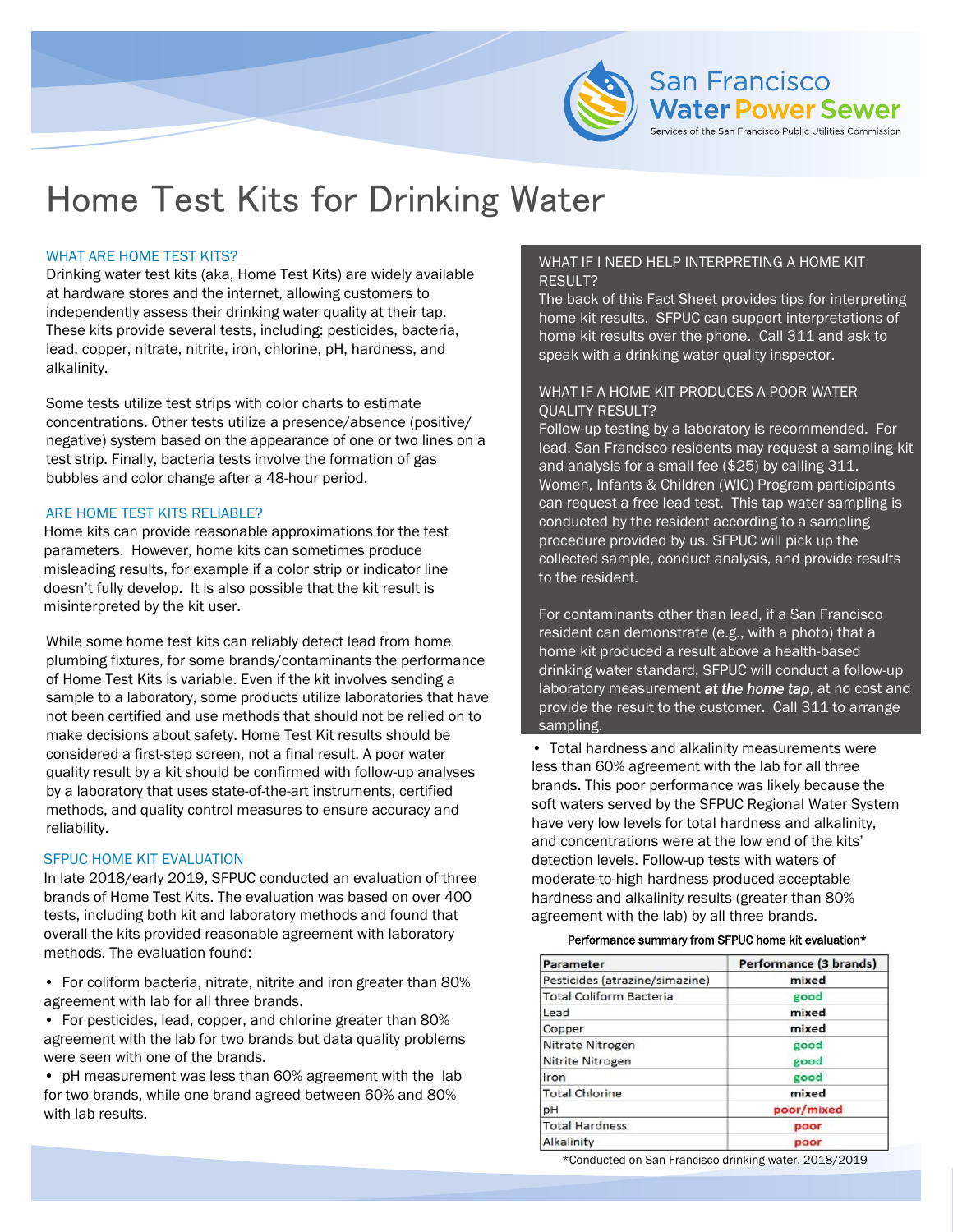San Francisco Water Power Sewer
Services of the San Francisco Public Utilities Commission

# Home Test Kits for Drinking Water

## WHAT ARE HOME TEST KITS?

Drinking water test kits (aka, Home Test Kits) are widely available at hardware stores and the internet, allowing customers to independently assess their drinking water quality at their tap. These kits provide several tests, including: pesticides, bacteria, lead, copper, nitrate, nitrite, iron, chlorine, pH, hardness, and alkalinity.

Some tests utilize test strips with color charts to estimate concentrations. Other tests utilize a presence/absence (positive/negative) system based on the appearance of one or two lines on a test strip. Finally, bacteria tests involve the formation of gas bubbles and color change after a 48-hour period.

## ARE HOME TEST KITS RELIABLE?

Home kits can provide reasonable approximations for the test parameters. However, home kits can sometimes produce misleading results, for example if a color strip or indicator line doesn't fully develop. It is also possible that the kit result is misinterpreted by the kit user.

While some home test kits can reliably detect lead from home plumbing fixtures, for some brands/contaminants the performance of Home Test Kits is variable. Even if the kit involves sending a sample to a laboratory, some products utilize laboratories that have not been certified and use methods that should not be relied on to make decisions about safety. Home Test Kit results should be considered a first-step screen, not a final result. A poor water quality result by a kit should be confirmed with follow-up analyses by a laboratory that uses state-of-the-art instruments, certified methods, and quality control measures to ensure accuracy and reliability.

## SFPUC HOME KIT EVALUATION

In late 2018/early 2019, SFPUC conducted an evaluation of three brands of Home Test Kits. The evaluation was based on over 400 tests, including both kit and laboratory methods and found that overall the kits provided reasonable agreement with laboratory methods. The evaluation found:

- For coliform bacteria, nitrate, nitrite and iron greater than 80% agreement with lab for all three brands.
- For pesticides, lead, copper, and chlorine greater than 80% agreement with the lab for two brands but data quality problems were seen with one of the brands.
- pH measurement was less than 60% agreement with the lab for two brands, while one brand agreed between 60% and 80% with lab results.
- Total hardness and alkalinity measurements were less than 60% agreement with the lab for all three brands. This poor performance was likely because the soft waters served by the SFPUC Regional Water System have very low levels for total hardness and alkalinity, and concentrations were at the low end of the kits' detection levels. Follow-up tests with waters of moderate-to-high hardness produced acceptable hardness and alkalinity results (greater than 80% agreement with the lab) by all three brands.

## WHAT IF I NEED HELP INTERPRETING A HOME KIT RESULT?

The back of this Fact Sheet provides tips for interpreting home kit results. SFPUC can support interpretations of home kit results over the phone. Call 311 and ask to speak with a drinking water quality inspector.

## WHAT IF A HOME KIT PRODUCES A POOR WATER QUALITY RESULT?

Follow-up testing by a laboratory is recommended. For lead, San Francisco residents may request a sampling kit and analysis for a small fee ($25) by calling 311. Women, Infants & Children (WIC) Program participants can request a free lead test. This tap water sampling is conducted by the resident according to a sampling procedure provided by us. SFPUC will pick up the collected sample, conduct analysis, and provide results to the resident.

For contaminants other than lead, if a San Francisco resident can demonstrate (e.g., with a photo) that a home kit produced a result above a health-based drinking water standard, SFPUC will conduct a follow-up laboratory measurement ***at the home tap***, at no cost and provide the result to the customer. Call 311 to arrange sampling.

**Performance summary from SFPUC home kit evaluation***

| Parameter | Performance (3 brands) |
|---|---|
| Pesticides (atrazine/simazine) | mixed |
| Total Coliform Bacteria | good |
| Lead | mixed |
| Copper | mixed |
| Nitrate Nitrogen | good |
| Nitrite Nitrogen | good |
| Iron | good |
| Total Chlorine | mixed |
| pH | poor/mixed |
| Total Hardness | poor |
| Alkalinity | poor |

*Conducted on San Francisco drinking water, 2018/2019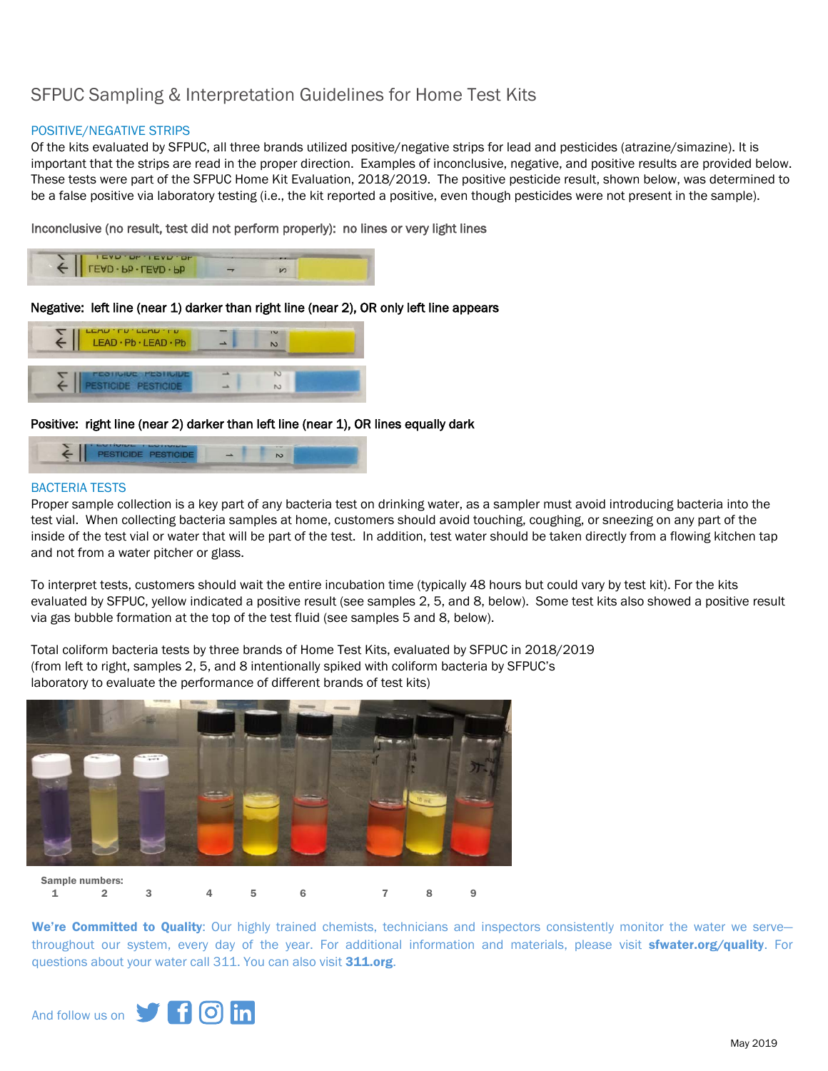# SFPUC Sampling & Interpretation Guidelines for Home Test Kits

## POSITIVE/NEGATIVE STRIPS

Of the kits evaluated by SFPUC, all three brands utilized positive/negative strips for lead and pesticides (atrazine/simazine). It is important that the strips are read in the proper direction. Examples of inconclusive, negative, and positive results are provided below. These tests were part of the SFPUC Home Kit Evaluation, 2018/2019. The positive pesticide result, shown below, was determined to be a false positive via laboratory testing (i.e., the kit reported a positive, even though pesticides were not present in the sample).

Inconclusive (no result, test did not perform properly): no lines or very light lines

**Negative: left line (near 1) darker than right line (near 2), OR only left line appears**

**Positive: right line (near 2) darker than left line (near 1), OR lines equally dark**

## BACTERIA TESTS

Proper sample collection is a key part of any bacteria test on drinking water, as a sampler must avoid introducing bacteria into the test vial. When collecting bacteria samples at home, customers should avoid touching, coughing, or sneezing on any part of the inside of the test vial or water that will be part of the test. In addition, test water should be taken directly from a flowing kitchen tap and not from a water pitcher or glass.

To interpret tests, customers should wait the entire incubation time (typically 48 hours but could vary by test kit). For the kits evaluated by SFPUC, yellow indicated a positive result (see samples 2, 5, and 8, below). Some test kits also showed a positive result via gas bubble formation at the top of the test fluid (see samples 5 and 8, below).

Total coliform bacteria tests by three brands of Home Test Kits, evaluated by SFPUC in 2018/2019 (from left to right, samples 2, 5, and 8 intentionally spiked with coliform bacteria by SFPUC's laboratory to evaluate the performance of different brands of test kits)

Sample numbers:
1 2 3 4 5 6 7 8 9

**We're Committed to Quality**: Our highly trained chemists, technicians and inspectors consistently monitor the water we serve—throughout our system, every day of the year. For additional information and materials, please visit **sfwater.org/quality**. For questions about your water call 311. You can also visit **311.org**.

And follow us on

May 2019